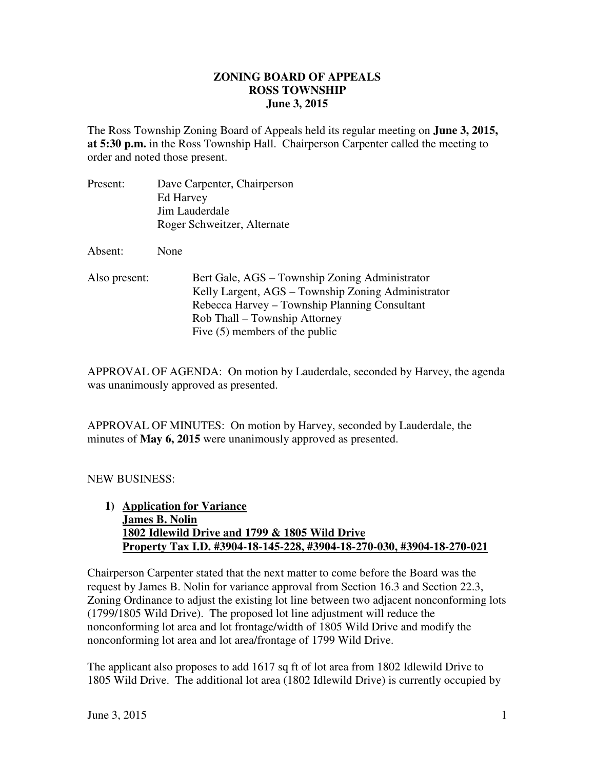# ZONING BOARD OF APPEALS
# ROSS TOWNSHIP
# June 3, 2015

The Ross Township Zoning Board of Appeals held its regular meeting on **June 3, 2015, at 5:30 p.m.** in the Ross Township Hall. Chairperson Carpenter called the meeting to order and noted those present.

Present: Dave Carpenter, Chairperson
Ed Harvey
Jim Lauderdale
Roger Schweitzer, Alternate

Absent: None

Also present: Bert Gale, AGS – Township Zoning Administrator
Kelly Largent, AGS – Township Zoning Administrator
Rebecca Harvey – Township Planning Consultant
Rob Thall – Township Attorney
Five (5) members of the public

APPROVAL OF AGENDA: On motion by Lauderdale, seconded by Harvey, the agenda was unanimously approved as presented.

APPROVAL OF MINUTES: On motion by Harvey, seconded by Lauderdale, the minutes of **May 6, 2015** were unanimously approved as presented.

NEW BUSINESS:

1) **Application for Variance**
   **James B. Nolin**
   **1802 Idlewild Drive and 1799 & 1805 Wild Drive**
   **Property Tax I.D. #3904-18-145-228, #3904-18-270-030, #3904-18-270-021**

Chairperson Carpenter stated that the next matter to come before the Board was the request by James B. Nolin for variance approval from Section 16.3 and Section 22.3, Zoning Ordinance to adjust the existing lot line between two adjacent nonconforming lots (1799/1805 Wild Drive). The proposed lot line adjustment will reduce the nonconforming lot area and lot frontage/width of 1805 Wild Drive and modify the nonconforming lot area and lot area/frontage of 1799 Wild Drive.

The applicant also proposes to add 1617 sq ft of lot area from 1802 Idlewild Drive to 1805 Wild Drive. The additional lot area (1802 Idlewild Drive) is currently occupied by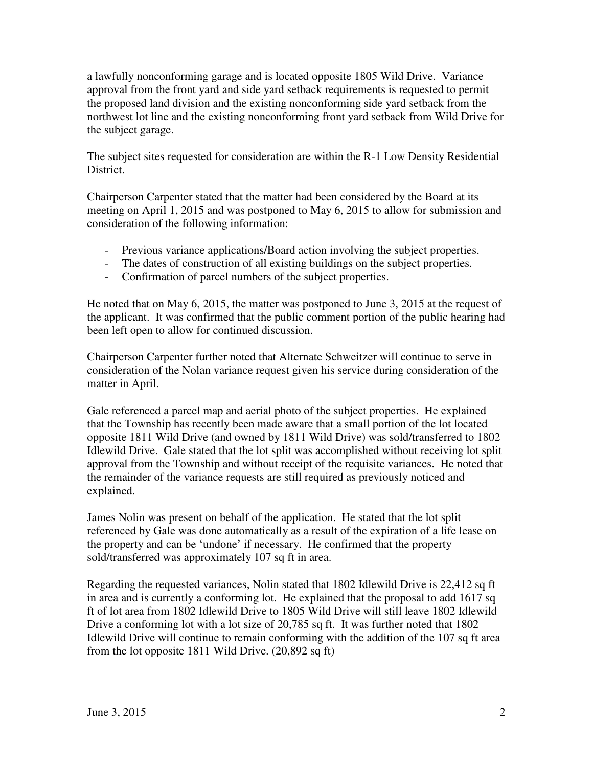a lawfully nonconforming garage and is located opposite 1805 Wild Drive. Variance approval from the front yard and side yard setback requirements is requested to permit the proposed land division and the existing nonconforming side yard setback from the northwest lot line and the existing nonconforming front yard setback from Wild Drive for the subject garage.

The subject sites requested for consideration are within the R-1 Low Density Residential District.

Chairperson Carpenter stated that the matter had been considered by the Board at its meeting on April 1, 2015 and was postponed to May 6, 2015 to allow for submission and consideration of the following information:

- Previous variance applications/Board action involving the subject properties.
- The dates of construction of all existing buildings on the subject properties.
- Confirmation of parcel numbers of the subject properties.

He noted that on May 6, 2015, the matter was postponed to June 3, 2015 at the request of the applicant. It was confirmed that the public comment portion of the public hearing had been left open to allow for continued discussion.

Chairperson Carpenter further noted that Alternate Schweitzer will continue to serve in consideration of the Nolan variance request given his service during consideration of the matter in April.

Gale referenced a parcel map and aerial photo of the subject properties. He explained that the Township has recently been made aware that a small portion of the lot located opposite 1811 Wild Drive (and owned by 1811 Wild Drive) was sold/transferred to 1802 Idlewild Drive. Gale stated that the lot split was accomplished without receiving lot split approval from the Township and without receipt of the requisite variances. He noted that the remainder of the variance requests are still required as previously noticed and explained.

James Nolin was present on behalf of the application. He stated that the lot split referenced by Gale was done automatically as a result of the expiration of a life lease on the property and can be 'undone' if necessary. He confirmed that the property sold/transferred was approximately 107 sq ft in area.

Regarding the requested variances, Nolin stated that 1802 Idlewild Drive is 22,412 sq ft in area and is currently a conforming lot. He explained that the proposal to add 1617 sq ft of lot area from 1802 Idlewild Drive to 1805 Wild Drive will still leave 1802 Idlewild Drive a conforming lot with a lot size of 20,785 sq ft. It was further noted that 1802 Idlewild Drive will continue to remain conforming with the addition of the 107 sq ft area from the lot opposite 1811 Wild Drive. (20,892 sq ft)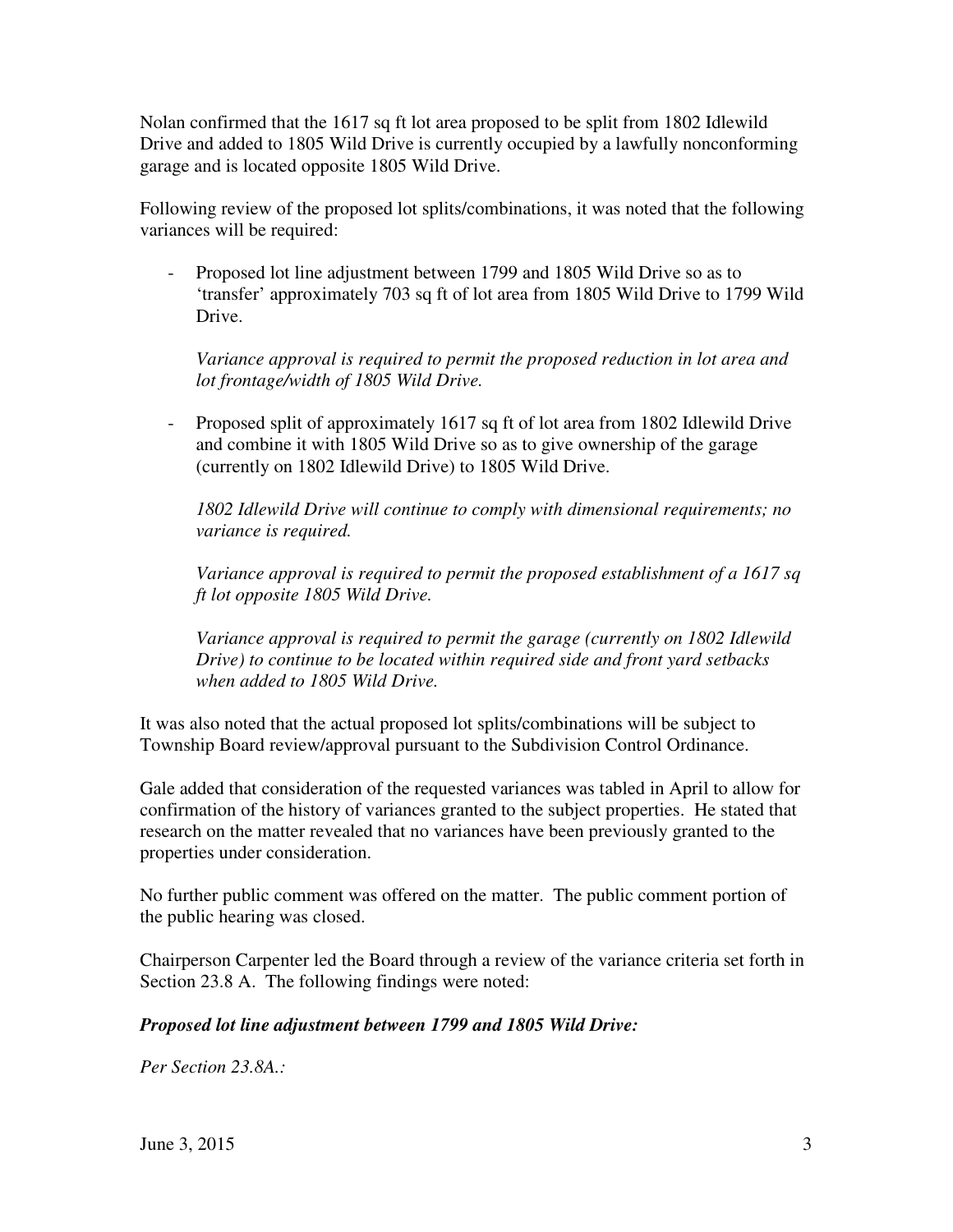Nolan confirmed that the 1617 sq ft lot area proposed to be split from 1802 Idlewild Drive and added to 1805 Wild Drive is currently occupied by a lawfully nonconforming garage and is located opposite 1805 Wild Drive.

Following review of the proposed lot splits/combinations, it was noted that the following variances will be required:

- Proposed lot line adjustment between 1799 and 1805 Wild Drive so as to 'transfer' approximately 703 sq ft of lot area from 1805 Wild Drive to 1799 Wild Drive.

  *Variance approval is required to permit the proposed reduction in lot area and lot frontage/width of 1805 Wild Drive.*

- Proposed split of approximately 1617 sq ft of lot area from 1802 Idlewild Drive and combine it with 1805 Wild Drive so as to give ownership of the garage (currently on 1802 Idlewild Drive) to 1805 Wild Drive.

  *1802 Idlewild Drive will continue to comply with dimensional requirements; no variance is required.*

  *Variance approval is required to permit the proposed establishment of a 1617 sq ft lot opposite 1805 Wild Drive.*

  *Variance approval is required to permit the garage (currently on 1802 Idlewild Drive) to continue to be located within required side and front yard setbacks when added to 1805 Wild Drive.*

It was also noted that the actual proposed lot splits/combinations will be subject to Township Board review/approval pursuant to the Subdivision Control Ordinance.

Gale added that consideration of the requested variances was tabled in April to allow for confirmation of the history of variances granted to the subject properties. He stated that research on the matter revealed that no variances have been previously granted to the properties under consideration.

No further public comment was offered on the matter. The public comment portion of the public hearing was closed.

Chairperson Carpenter led the Board through a review of the variance criteria set forth in Section 23.8 A. The following findings were noted:

***Proposed lot line adjustment between 1799 and 1805 Wild Drive:***

*Per Section 23.8A.:*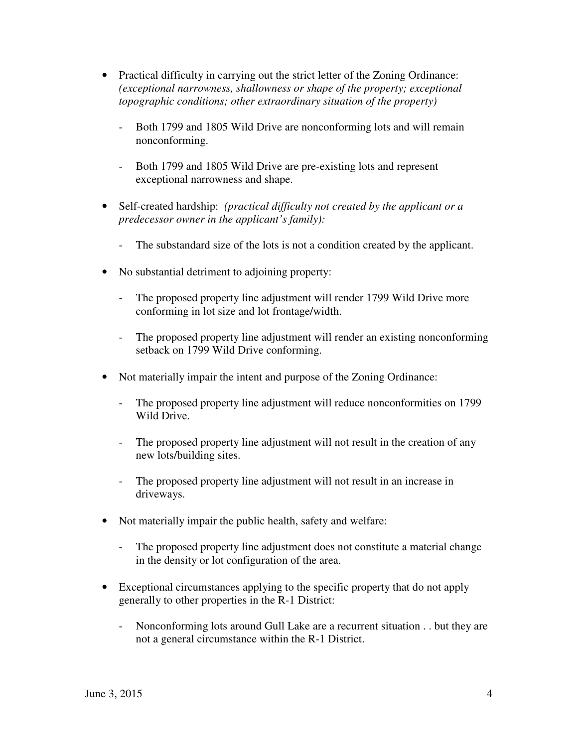- Practical difficulty in carrying out the strict letter of the Zoning Ordinance: *(exceptional narrowness, shallowness or shape of the property; exceptional topographic conditions; other extraordinary situation of the property)*

  - Both 1799 and 1805 Wild Drive are nonconforming lots and will remain nonconforming.

  - Both 1799 and 1805 Wild Drive are pre-existing lots and represent exceptional narrowness and shape.

- Self-created hardship: *(practical difficulty not created by the applicant or a predecessor owner in the applicant's family):*

  - The substandard size of the lots is not a condition created by the applicant.

- No substantial detriment to adjoining property:

  - The proposed property line adjustment will render 1799 Wild Drive more conforming in lot size and lot frontage/width.

  - The proposed property line adjustment will render an existing nonconforming setback on 1799 Wild Drive conforming.

- Not materially impair the intent and purpose of the Zoning Ordinance:

  - The proposed property line adjustment will reduce nonconformities on 1799 Wild Drive.

  - The proposed property line adjustment will not result in the creation of any new lots/building sites.

  - The proposed property line adjustment will not result in an increase in driveways.

- Not materially impair the public health, safety and welfare:

  - The proposed property line adjustment does not constitute a material change in the density or lot configuration of the area.

- Exceptional circumstances applying to the specific property that do not apply generally to other properties in the R-1 District:

  - Nonconforming lots around Gull Lake are a recurrent situation . . but they are not a general circumstance within the R-1 District.

June 3, 2015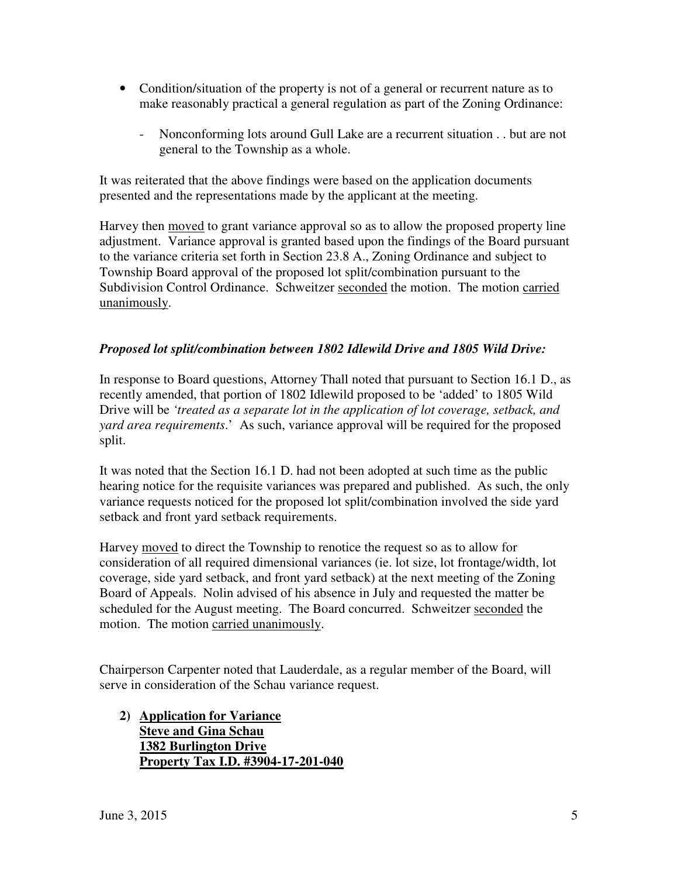- Condition/situation of the property is not of a general or recurrent nature as to make reasonably practical a general regulation as part of the Zoning Ordinance:

    - Nonconforming lots around Gull Lake are a recurrent situation . . but are not general to the Township as a whole.

It was reiterated that the above findings were based on the application documents presented and the representations made by the applicant at the meeting.

Harvey then moved to grant variance approval so as to allow the proposed property line adjustment. Variance approval is granted based upon the findings of the Board pursuant to the variance criteria set forth in Section 23.8 A., Zoning Ordinance and subject to Township Board approval of the proposed lot split/combination pursuant to the Subdivision Control Ordinance. Schweitzer seconded the motion. The motion carried unanimously.

***Proposed lot split/combination between 1802 Idlewild Drive and 1805 Wild Drive:***

In response to Board questions, Attorney Thall noted that pursuant to Section 16.1 D., as recently amended, that portion of 1802 Idlewild proposed to be 'added' to 1805 Wild Drive will be *'treated as a separate lot in the application of lot coverage, setback, and yard area requirements*.' As such, variance approval will be required for the proposed split.

It was noted that the Section 16.1 D. had not been adopted at such time as the public hearing notice for the requisite variances was prepared and published. As such, the only variance requests noticed for the proposed lot split/combination involved the side yard setback and front yard setback requirements.

Harvey moved to direct the Township to renotice the request so as to allow for consideration of all required dimensional variances (ie. lot size, lot frontage/width, lot coverage, side yard setback, and front yard setback) at the next meeting of the Zoning Board of Appeals. Nolin advised of his absence in July and requested the matter be scheduled for the August meeting. The Board concurred. Schweitzer seconded the motion. The motion carried unanimously.

Chairperson Carpenter noted that Lauderdale, as a regular member of the Board, will serve in consideration of the Schau variance request.

**2) Application for Variance**
**Steve and Gina Schau**
**1382 Burlington Drive**
**Property Tax I.D. #3904-17-201-040**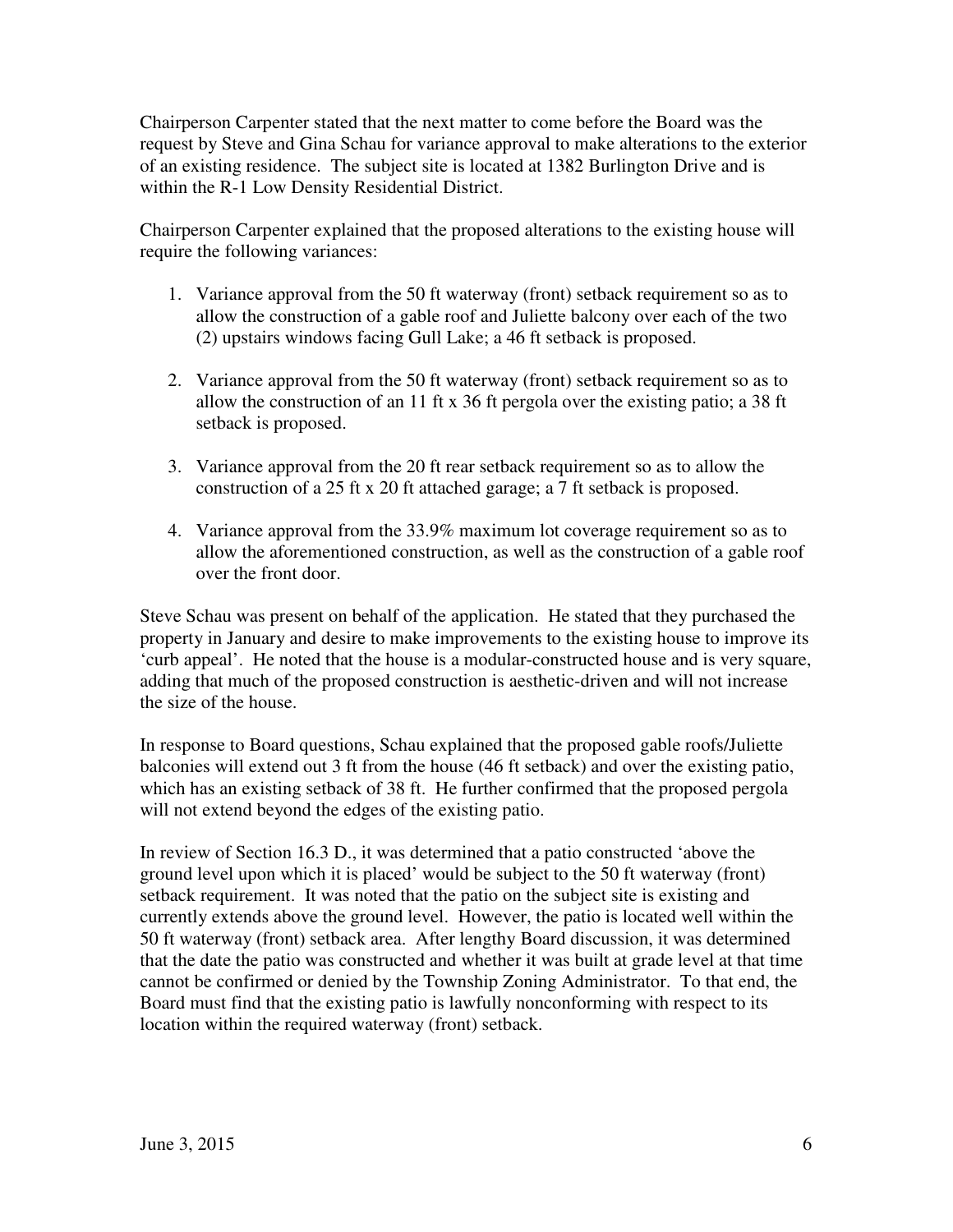Chairperson Carpenter stated that the next matter to come before the Board was the request by Steve and Gina Schau for variance approval to make alterations to the exterior of an existing residence. The subject site is located at 1382 Burlington Drive and is within the R-1 Low Density Residential District.

Chairperson Carpenter explained that the proposed alterations to the existing house will require the following variances:

1. Variance approval from the 50 ft waterway (front) setback requirement so as to allow the construction of a gable roof and Juliette balcony over each of the two (2) upstairs windows facing Gull Lake; a 46 ft setback is proposed.

2. Variance approval from the 50 ft waterway (front) setback requirement so as to allow the construction of an 11 ft x 36 ft pergola over the existing patio; a 38 ft setback is proposed.

3. Variance approval from the 20 ft rear setback requirement so as to allow the construction of a 25 ft x 20 ft attached garage; a 7 ft setback is proposed.

4. Variance approval from the 33.9% maximum lot coverage requirement so as to allow the aforementioned construction, as well as the construction of a gable roof over the front door.

Steve Schau was present on behalf of the application. He stated that they purchased the property in January and desire to make improvements to the existing house to improve its 'curb appeal'. He noted that the house is a modular-constructed house and is very square, adding that much of the proposed construction is aesthetic-driven and will not increase the size of the house.

In response to Board questions, Schau explained that the proposed gable roofs/Juliette balconies will extend out 3 ft from the house (46 ft setback) and over the existing patio, which has an existing setback of 38 ft. He further confirmed that the proposed pergola will not extend beyond the edges of the existing patio.

In review of Section 16.3 D., it was determined that a patio constructed 'above the ground level upon which it is placed' would be subject to the 50 ft waterway (front) setback requirement. It was noted that the patio on the subject site is existing and currently extends above the ground level. However, the patio is located well within the 50 ft waterway (front) setback area. After lengthy Board discussion, it was determined that the date the patio was constructed and whether it was built at grade level at that time cannot be confirmed or denied by the Township Zoning Administrator. To that end, the Board must find that the existing patio is lawfully nonconforming with respect to its location within the required waterway (front) setback.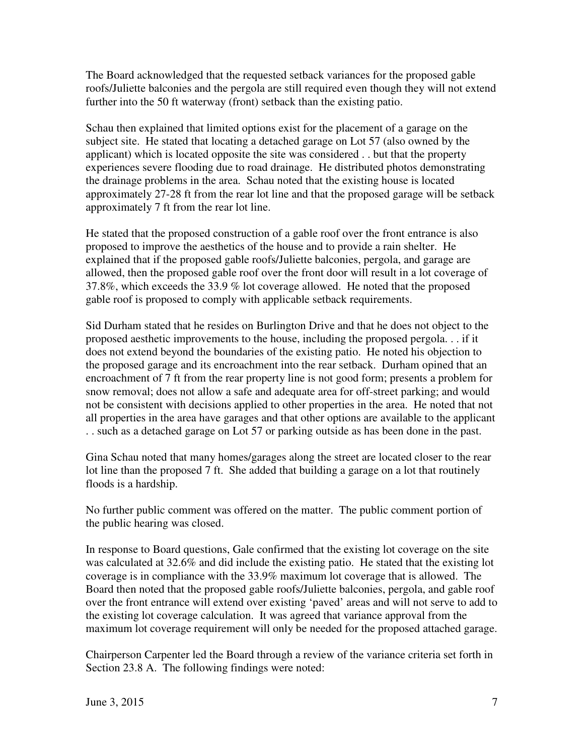The Board acknowledged that the requested setback variances for the proposed gable roofs/Juliette balconies and the pergola are still required even though they will not extend further into the 50 ft waterway (front) setback than the existing patio.

Schau then explained that limited options exist for the placement of a garage on the subject site. He stated that locating a detached garage on Lot 57 (also owned by the applicant) which is located opposite the site was considered . . but that the property experiences severe flooding due to road drainage. He distributed photos demonstrating the drainage problems in the area. Schau noted that the existing house is located approximately 27-28 ft from the rear lot line and that the proposed garage will be setback approximately 7 ft from the rear lot line.

He stated that the proposed construction of a gable roof over the front entrance is also proposed to improve the aesthetics of the house and to provide a rain shelter. He explained that if the proposed gable roofs/Juliette balconies, pergola, and garage are allowed, then the proposed gable roof over the front door will result in a lot coverage of 37.8%, which exceeds the 33.9 % lot coverage allowed. He noted that the proposed gable roof is proposed to comply with applicable setback requirements.

Sid Durham stated that he resides on Burlington Drive and that he does not object to the proposed aesthetic improvements to the house, including the proposed pergola. . . if it does not extend beyond the boundaries of the existing patio. He noted his objection to the proposed garage and its encroachment into the rear setback. Durham opined that an encroachment of 7 ft from the rear property line is not good form; presents a problem for snow removal; does not allow a safe and adequate area for off-street parking; and would not be consistent with decisions applied to other properties in the area. He noted that not all properties in the area have garages and that other options are available to the applicant . . such as a detached garage on Lot 57 or parking outside as has been done in the past.

Gina Schau noted that many homes/garages along the street are located closer to the rear lot line than the proposed 7 ft. She added that building a garage on a lot that routinely floods is a hardship.

No further public comment was offered on the matter. The public comment portion of the public hearing was closed.

In response to Board questions, Gale confirmed that the existing lot coverage on the site was calculated at 32.6% and did include the existing patio. He stated that the existing lot coverage is in compliance with the 33.9% maximum lot coverage that is allowed. The Board then noted that the proposed gable roofs/Juliette balconies, pergola, and gable roof over the front entrance will extend over existing 'paved' areas and will not serve to add to the existing lot coverage calculation. It was agreed that variance approval from the maximum lot coverage requirement will only be needed for the proposed attached garage.

Chairperson Carpenter led the Board through a review of the variance criteria set forth in Section 23.8 A. The following findings were noted: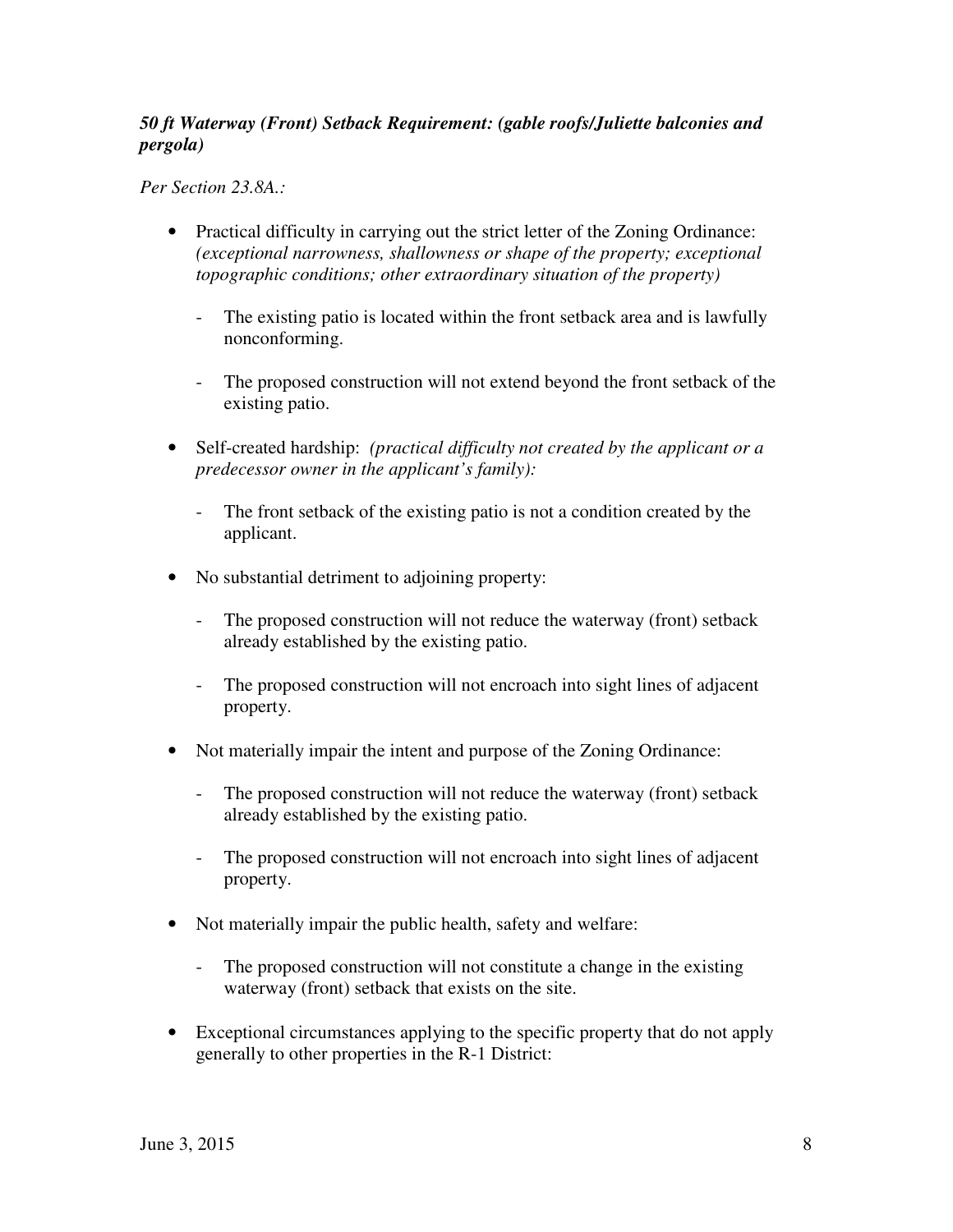***50 ft Waterway (Front) Setback Requirement: (gable roofs/Juliette balconies and pergola)***

*Per Section 23.8A.:*

- Practical difficulty in carrying out the strict letter of the Zoning Ordinance: *(exceptional narrowness, shallowness or shape of the property; exceptional topographic conditions; other extraordinary situation of the property)*
  - The existing patio is located within the front setback area and is lawfully nonconforming.
  - The proposed construction will not extend beyond the front setback of the existing patio.
- Self-created hardship: *(practical difficulty not created by the applicant or a predecessor owner in the applicant's family):*
  - The front setback of the existing patio is not a condition created by the applicant.
- No substantial detriment to adjoining property:
  - The proposed construction will not reduce the waterway (front) setback already established by the existing patio.
  - The proposed construction will not encroach into sight lines of adjacent property.
- Not materially impair the intent and purpose of the Zoning Ordinance:
  - The proposed construction will not reduce the waterway (front) setback already established by the existing patio.
  - The proposed construction will not encroach into sight lines of adjacent property.
- Not materially impair the public health, safety and welfare:
  - The proposed construction will not constitute a change in the existing waterway (front) setback that exists on the site.
- Exceptional circumstances applying to the specific property that do not apply generally to other properties in the R-1 District:

June 3, 2015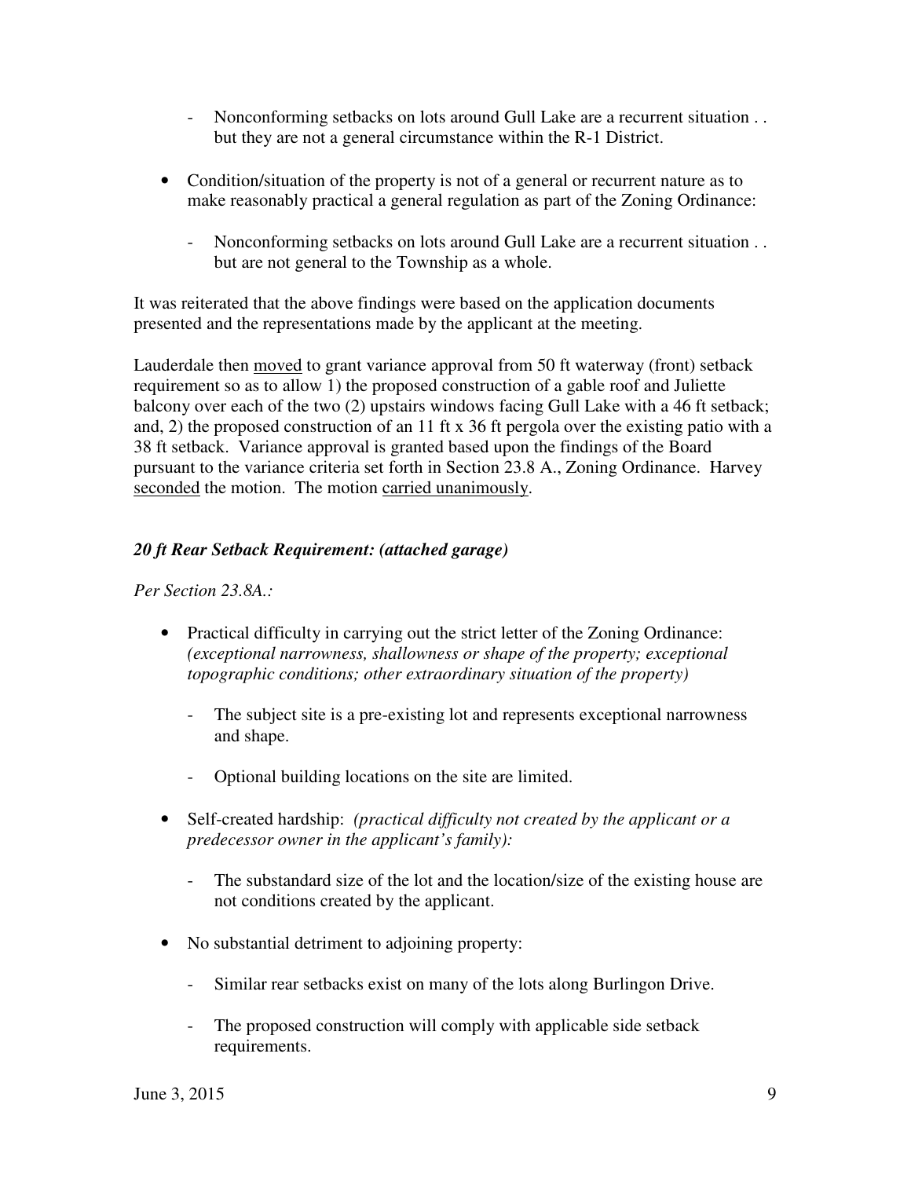- Nonconforming setbacks on lots around Gull Lake are a recurrent situation . . but they are not a general circumstance within the R-1 District.

- Condition/situation of the property is not of a general or recurrent nature as to make reasonably practical a general regulation as part of the Zoning Ordinance:

    - Nonconforming setbacks on lots around Gull Lake are a recurrent situation . . but are not general to the Township as a whole.

It was reiterated that the above findings were based on the application documents presented and the representations made by the applicant at the meeting.

Lauderdale then moved to grant variance approval from 50 ft waterway (front) setback requirement so as to allow 1) the proposed construction of a gable roof and Juliette balcony over each of the two (2) upstairs windows facing Gull Lake with a 46 ft setback; and, 2) the proposed construction of an 11 ft x 36 ft pergola over the existing patio with a 38 ft setback. Variance approval is granted based upon the findings of the Board pursuant to the variance criteria set forth in Section 23.8 A., Zoning Ordinance. Harvey seconded the motion. The motion carried unanimously.

***20 ft Rear Setback Requirement: (attached garage)***

*Per Section 23.8A.:*

- Practical difficulty in carrying out the strict letter of the Zoning Ordinance: *(exceptional narrowness, shallowness or shape of the property; exceptional topographic conditions; other extraordinary situation of the property)*

    - The subject site is a pre-existing lot and represents exceptional narrowness and shape.

    - Optional building locations on the site are limited.

- Self-created hardship: *(practical difficulty not created by the applicant or a predecessor owner in the applicant's family):*

    - The substandard size of the lot and the location/size of the existing house are not conditions created by the applicant.

- No substantial detriment to adjoining property:

    - Similar rear setbacks exist on many of the lots along Burlingon Drive.

    - The proposed construction will comply with applicable side setback requirements.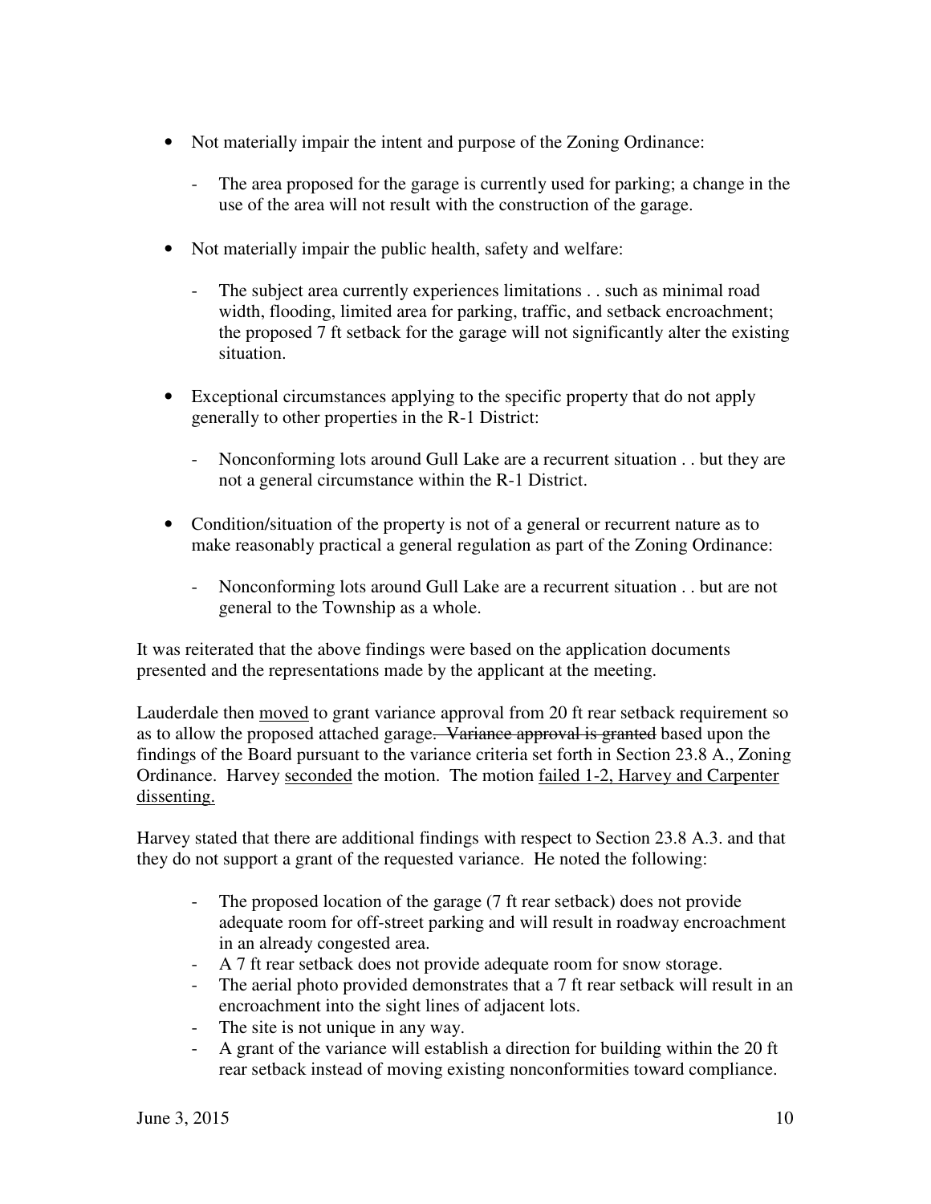- Not materially impair the intent and purpose of the Zoning Ordinance:

  - The area proposed for the garage is currently used for parking; a change in the use of the area will not result with the construction of the garage.

- Not materially impair the public health, safety and welfare:

  - The subject area currently experiences limitations . . such as minimal road width, flooding, limited area for parking, traffic, and setback encroachment; the proposed 7 ft setback for the garage will not significantly alter the existing situation.

- Exceptional circumstances applying to the specific property that do not apply generally to other properties in the R-1 District:

  - Nonconforming lots around Gull Lake are a recurrent situation . . but they are not a general circumstance within the R-1 District.

- Condition/situation of the property is not of a general or recurrent nature as to make reasonably practical a general regulation as part of the Zoning Ordinance:

  - Nonconforming lots around Gull Lake are a recurrent situation . . but are not general to the Township as a whole.

It was reiterated that the above findings were based on the application documents presented and the representations made by the applicant at the meeting.

Lauderdale then moved to grant variance approval from 20 ft rear setback requirement so as to allow the proposed attached garage~~. Variance approval is granted~~ based upon the findings of the Board pursuant to the variance criteria set forth in Section 23.8 A., Zoning Ordinance. Harvey seconded the motion. The motion failed 1-2, Harvey and Carpenter dissenting.

Harvey stated that there are additional findings with respect to Section 23.8 A.3. and that they do not support a grant of the requested variance. He noted the following:

- The proposed location of the garage (7 ft rear setback) does not provide adequate room for off-street parking and will result in roadway encroachment in an already congested area.
- A 7 ft rear setback does not provide adequate room for snow storage.
- The aerial photo provided demonstrates that a 7 ft rear setback will result in an encroachment into the sight lines of adjacent lots.
- The site is not unique in any way.
- A grant of the variance will establish a direction for building within the 20 ft rear setback instead of moving existing nonconformities toward compliance.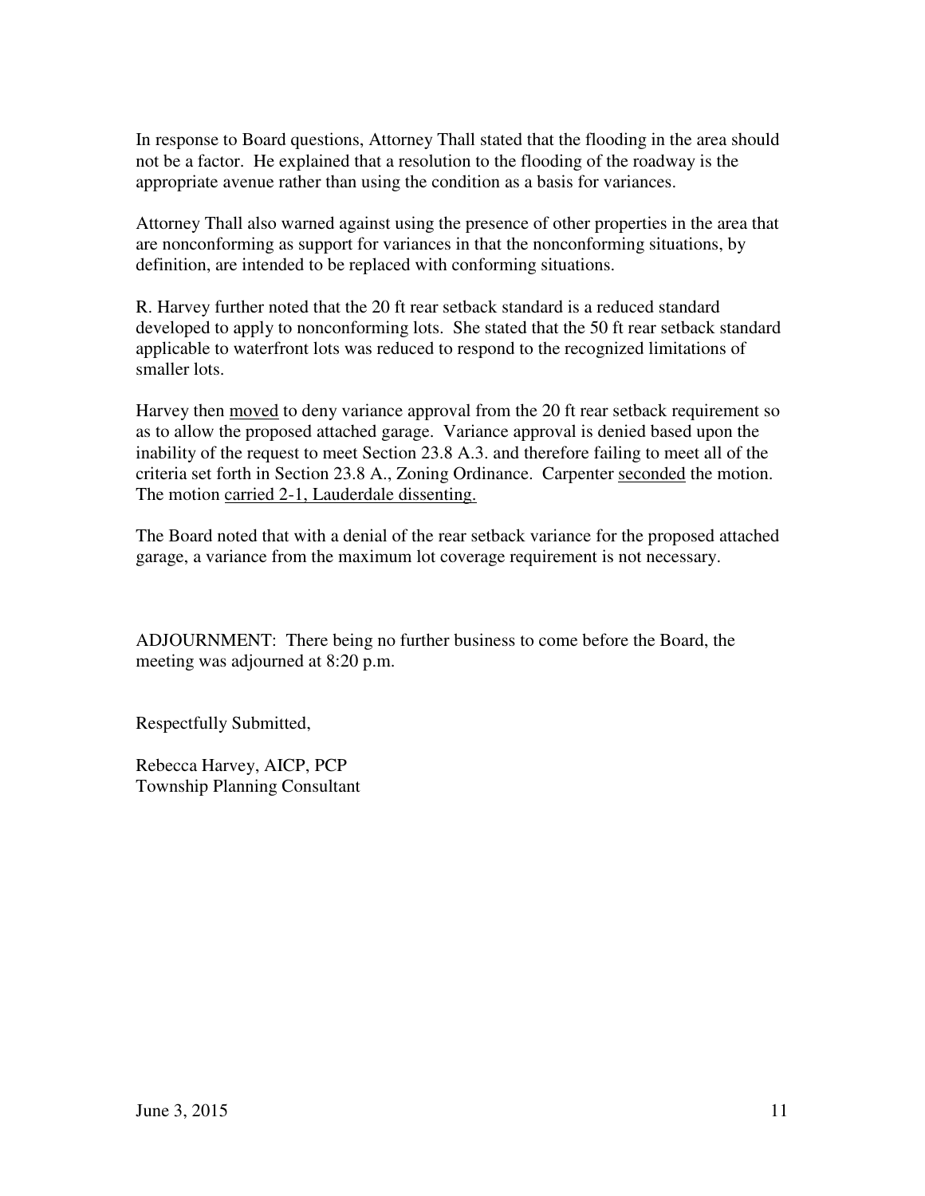In response to Board questions, Attorney Thall stated that the flooding in the area should not be a factor. He explained that a resolution to the flooding of the roadway is the appropriate avenue rather than using the condition as a basis for variances.

Attorney Thall also warned against using the presence of other properties in the area that are nonconforming as support for variances in that the nonconforming situations, by definition, are intended to be replaced with conforming situations.

R. Harvey further noted that the 20 ft rear setback standard is a reduced standard developed to apply to nonconforming lots. She stated that the 50 ft rear setback standard applicable to waterfront lots was reduced to respond to the recognized limitations of smaller lots.

Harvey then <u>moved</u> to deny variance approval from the 20 ft rear setback requirement so as to allow the proposed attached garage. Variance approval is denied based upon the inability of the request to meet Section 23.8 A.3. and therefore failing to meet all of the criteria set forth in Section 23.8 A., Zoning Ordinance. Carpenter <u>seconded</u> the motion. The motion <u>carried 2-1, Lauderdale dissenting.</u>

The Board noted that with a denial of the rear setback variance for the proposed attached garage, a variance from the maximum lot coverage requirement is not necessary.

ADJOURNMENT: There being no further business to come before the Board, the meeting was adjourned at 8:20 p.m.

Respectfully Submitted,

Rebecca Harvey, AICP, PCP
Township Planning Consultant

June 3, 2015